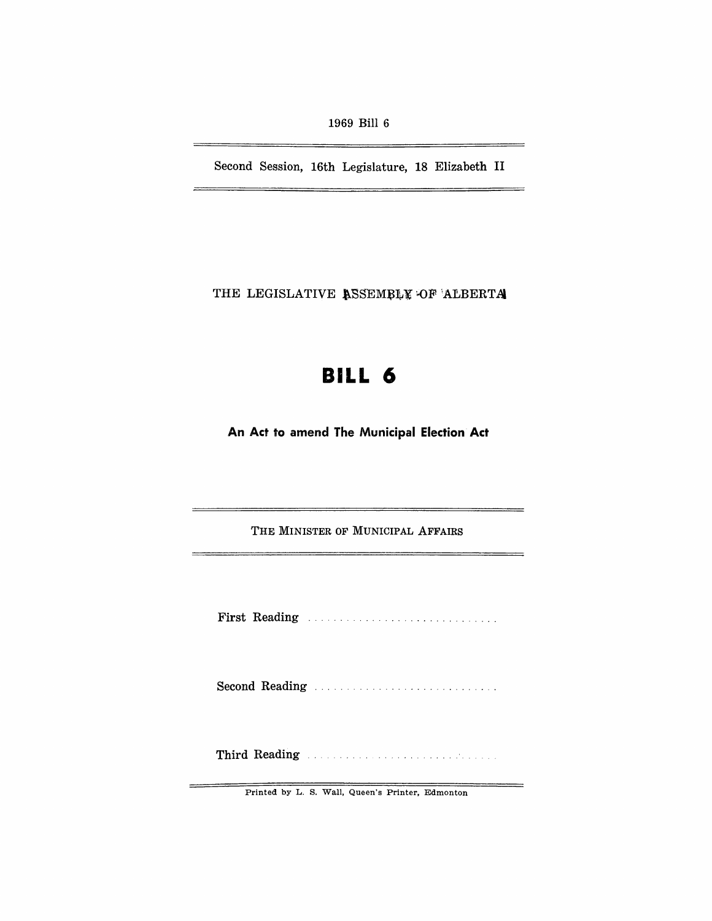1969 Bill 6

Second Session, 16th Legislature, 18 Elizabeth II

THE LEGISLATIVE ASSEMBLY OF ALBERTA

# BILL 6

## An Act to amend The Municipal Election Act

THE MINISTER OF MUNICIPAL AFFAIRS

First Reading . . . . . . . . . . . . . . . . . . . . . . . . . . . . . .

Second Reading . . . . . . . . . . . . . . . . . . . . . . . . . . . .

Third Reading . . . . . . . . . . . . . . . . . . . . . . . . . . . . . .

Printed by L. S. Wall, Queen's Printer, Edmonton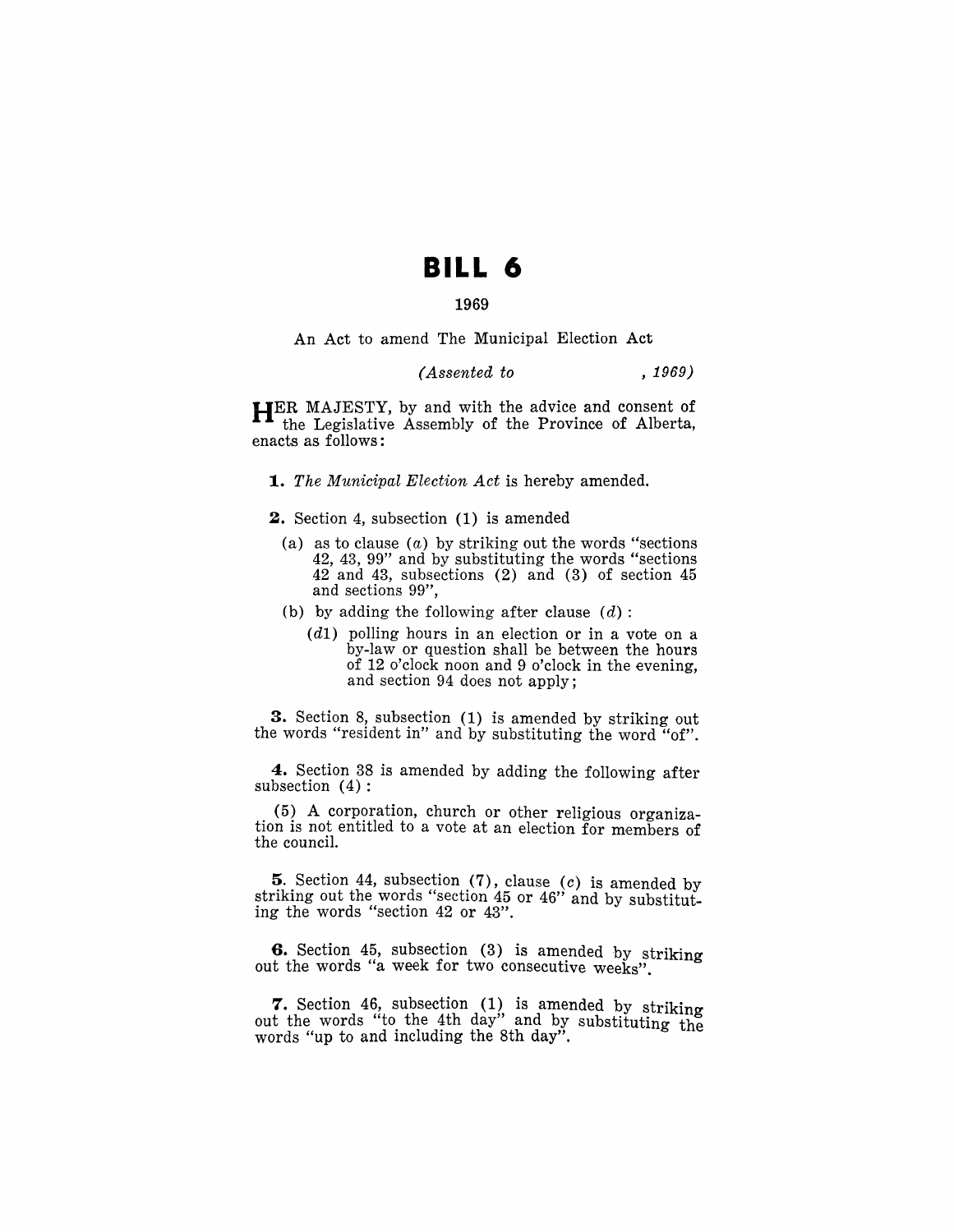# BILL 6

1969

An Act to amend The Municipal Election Act

*(Assented to , 1969)*

HER MAJESTY, by and with the advice and consent of the Legislative Assembly of the Province of Alberta, enacts as follows:

**1.** *The Municipal Election Act* is hereby amended.

**2.** Section 4, subsection (1) is amended

(a) as to clause (*a*) by striking out the words "sections 42, 43, 99" and by substituting the words "sections 42 and 43, subsections (2) and (3) of section 45 and sections 99",

(b) by adding the following after clause (*d*):

(*d1*) polling hours in an election or in a vote on a by-law or question shall be between the hours of 12 o'clock noon and 9 o'clock in the evening, and section 94 does not apply;

**3.** Section 8, subsection (1) is amended by striking out the words "resident in" and by substituting the word "of".

**4.** Section 38 is amended by adding the following after subsection (4):

(5) A corporation, church or other religious organization is not entitled to a vote at an election for members of the council.

**5.** Section 44, subsection (7), clause (*c*) is amended by striking out the words "section 45 or 46" and by substituting the words "section 42 or 43".

**6.** Section 45, subsection (3) is amended by striking out the words "a week for two consecutive weeks".

**7.** Section 46, subsection (1) is amended by striking out the words "to the 4th day" and by substituting the words "up to and including the 8th day".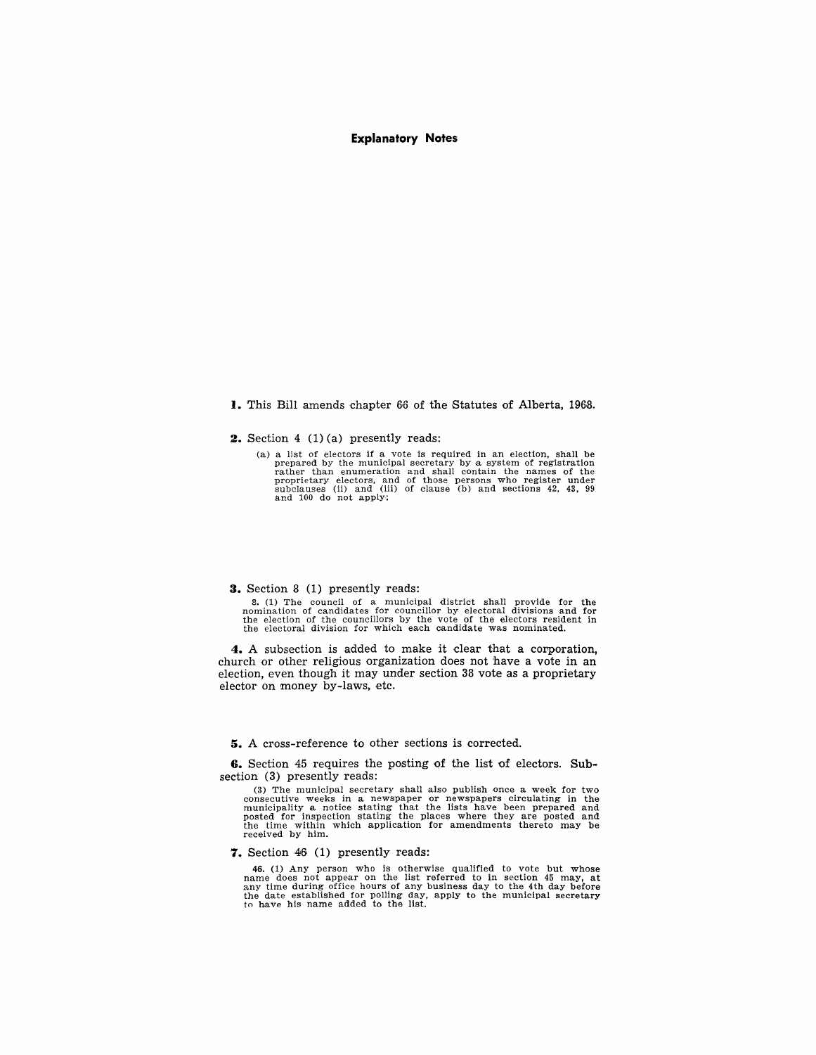## Explanatory Notes

**1.** This Bill amends chapter 66 of the Statutes of Alberta, 1968.

**2.** Section 4 (1) (a) presently reads:

> (a) a list of electors if a vote is required in an election, shall be prepared by the municipal secretary by a system of registration rather than enumeration and shall contain the names of the proprietary electors, and of those persons who register under subclauses (ii) and (iii) of clause (b) and sections 42, 43, 99 and 100 do not apply;

**3.** Section 8 (1) presently reads:

> 8. (1) The council of a municipal district shall provide for the nomination of candidates for councillor by electoral divisions and for the election of the councillors by the vote of the electors resident in the electoral division for which each candidate was nominated.

**4.** A subsection is added to make it clear that a corporation, church or other religious organization does not have a vote in an election, even though it may under section 38 vote as a proprietary elector on money by-laws, etc.

**5.** A cross-reference to other sections is corrected.

**6.** Section 45 requires the posting of the list of electors. Subsection (3) presently reads:

> (3) The municipal secretary shall also publish once a week for two consecutive weeks in a newspaper or newspapers circulating in the municipality a notice stating that the lists have been prepared and posted for inspection stating the places where they are posted and the time within which application for amendments thereto may be received by him.

**7.** Section 46 (1) presently reads:

> 46. (1) Any person who is otherwise qualified to vote but whose name does not appear on the list referred to in section 45 may, at any time during office hours of any business day to the 4th day before the date established for polling day, apply to the municipal secretary to have his name added to the list.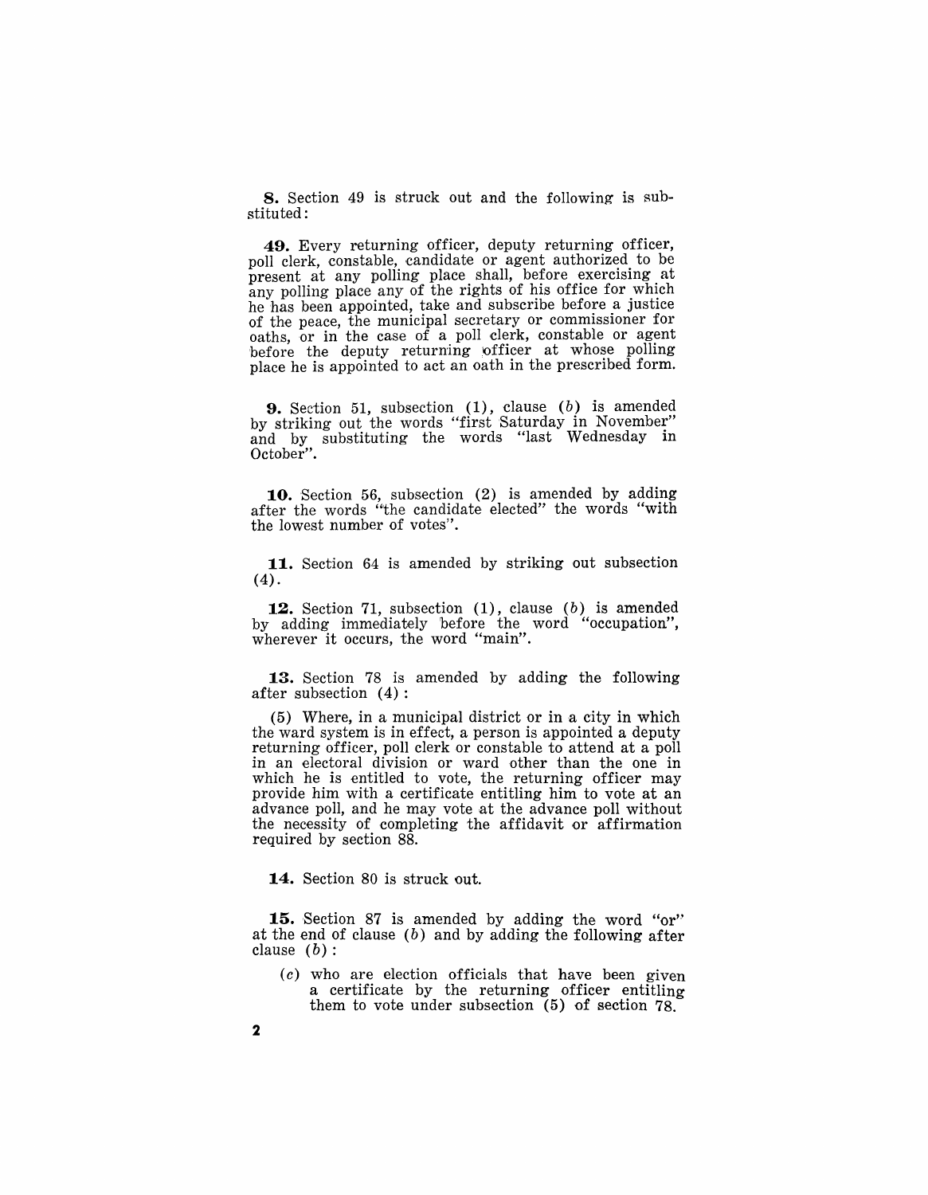**8.** Section 49 is struck out and the following is substituted:

**49.** Every returning officer, deputy returning officer, poll clerk, constable, candidate or agent authorized to be present at any polling place shall, before exercising at any polling place any of the rights of his office for which he has been appointed, take and subscribe before a justice of the peace, the municipal secretary or commissioner for oaths, or in the case of a poll clerk, constable or agent before the deputy returning officer at whose polling place he is appointed to act an oath in the prescribed form.

**9.** Section 51, subsection (1), clause (*b*) is amended by striking out the words "first Saturday in November" and by substituting the words "last Wednesday in October".

**10.** Section 56, subsection (2) is amended by adding after the words "the candidate elected" the words "with the lowest number of votes".

**11.** Section 64 is amended by striking out subsection (4).

**12.** Section 71, subsection (1), clause (*b*) is amended by adding immediately before the word "occupation", wherever it occurs, the word "main".

**13.** Section 78 is amended by adding the following after subsection (4):

(5) Where, in a municipal district or in a city in which the ward system is in effect, a person is appointed a deputy returning officer, poll clerk or constable to attend at a poll in an electoral division or ward other than the one in which he is entitled to vote, the returning officer may provide him with a certificate entitling him to vote at an advance poll, and he may vote at the advance poll without the necessity of completing the affidavit or affirmation required by section 88.

**14.** Section 80 is struck out.

**15.** Section 87 is amended by adding the word "or" at the end of clause (*b*) and by adding the following after clause (*b*):

(*c*) who are election officials that have been given a certificate by the returning officer entitling them to vote under subsection (5) of section 78.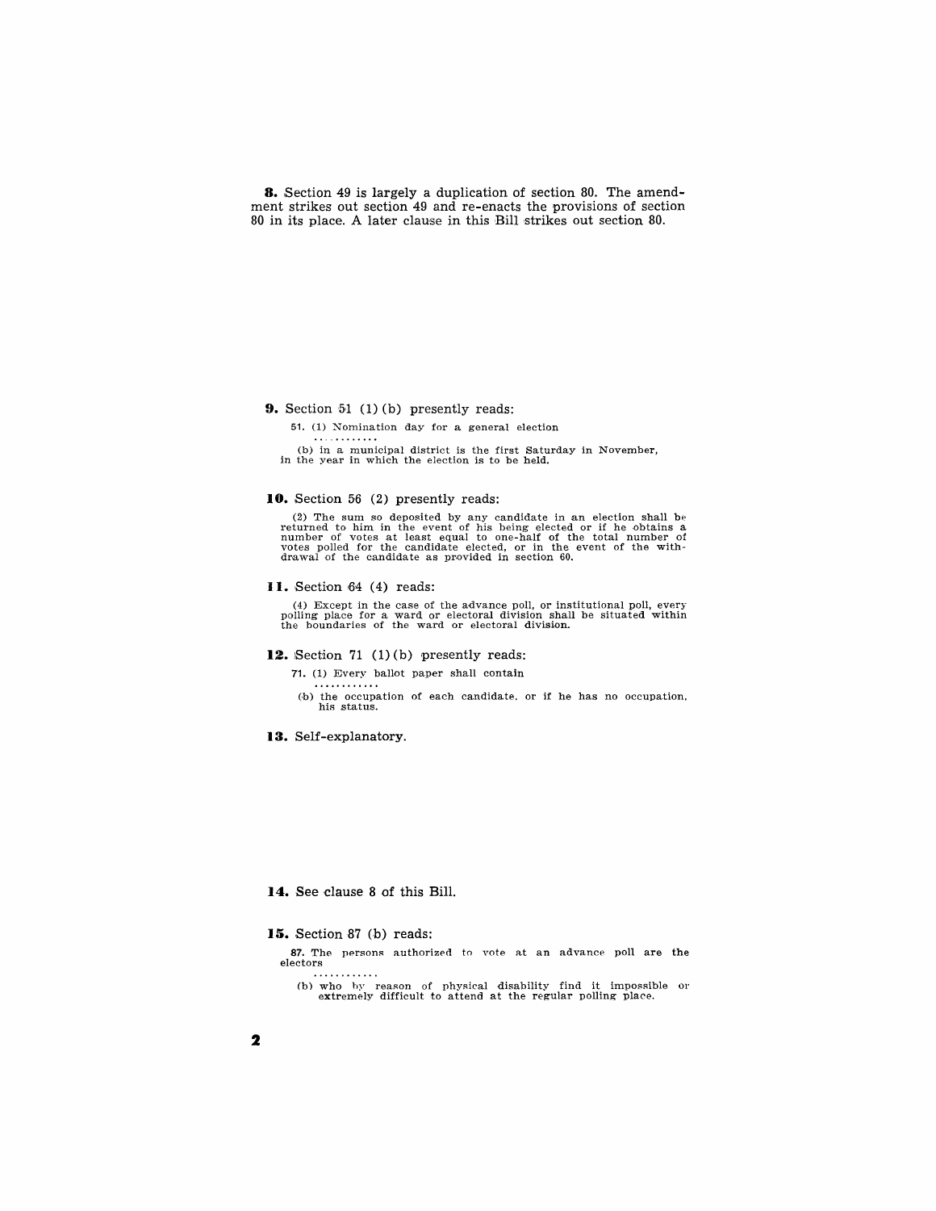**8.** Section 49 is largely a duplication of section 80. The amendment strikes out section 49 and re-enacts the provisions of section 80 in its place. A later clause in this Bill strikes out section 80.

**9.** Section 51 (1)(b) presently reads:

> 51. (1) Nomination day for a general election
>
> ............
>
> (b) in a municipal district is the first Saturday in November, in the year in which the election is to be held.

**10.** Section 56 (2) presently reads:

> (2) The sum so deposited by any candidate in an election shall be returned to him in the event of his being elected or if he obtains a number of votes at least equal to one-half of the total number of votes polled for the candidate elected, or in the event of the withdrawal of the candidate as provided in section 60.

**11.** Section 64 (4) reads:

> (4) Except in the case of the advance poll, or institutional poll, every polling place for a ward or electoral division shall be situated within the boundaries of the ward or electoral division.

**12.** Section 71 (1)(b) presently reads:

> 71. (1) Every ballot paper shall contain
>
> ............
>
> (b) the occupation of each candidate, or if he has no occupation, his status.

**13.** Self-explanatory.

**14.** See clause 8 of this Bill.

**15.** Section 87 (b) reads:

> 87. The persons authorized to vote at an advance poll are the electors
>
> ............
>
> (b) who by reason of physical disability find it impossible or extremely difficult to attend at the regular polling place.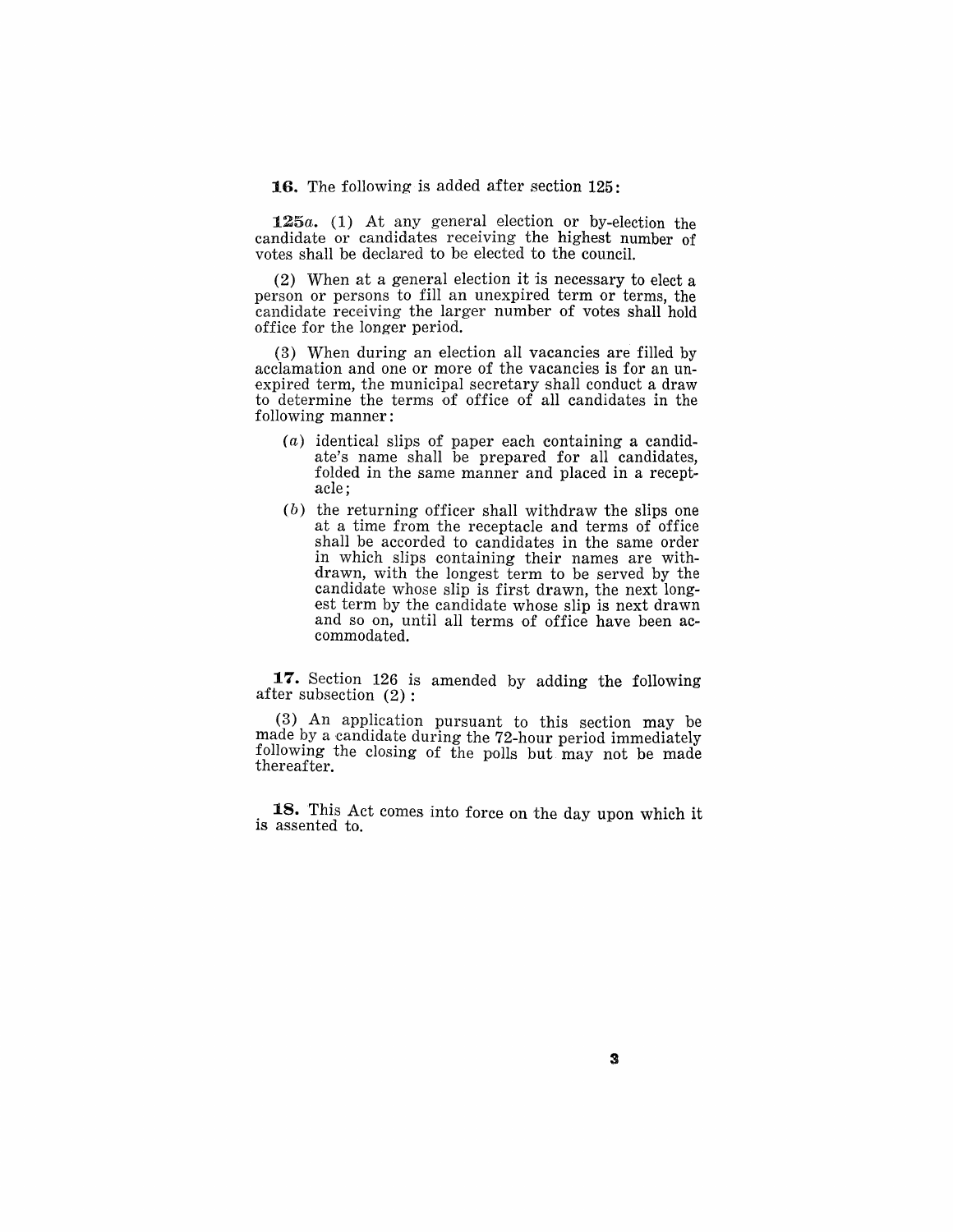**16.** The following is added after section 125:

**125*a*.** (1) At any general election or by-election the candidate or candidates receiving the highest number of votes shall be declared to be elected to the council.

(2) When at a general election it is necessary to elect a person or persons to fill an unexpired term or terms, the candidate receiving the larger number of votes shall hold office for the longer period.

(3) When during an election all vacancies are filled by acclamation and one or more of the vacancies is for an unexpired term, the municipal secretary shall conduct a draw to determine the terms of office of all candidates in the following manner:

(*a*) identical slips of paper each containing a candidate's name shall be prepared for all candidates, folded in the same manner and placed in a receptacle;

(*b*) the returning officer shall withdraw the slips one at a time from the receptacle and terms of office shall be accorded to candidates in the same order in which slips containing their names are withdrawn, with the longest term to be served by the candidate whose slip is first drawn, the next longest term by the candidate whose slip is next drawn and so on, until all terms of office have been accommodated.

**17.** Section 126 is amended by adding the following after subsection (2):

(3) An application pursuant to this section may be made by a candidate during the 72-hour period immediately following the closing of the polls but may not be made thereafter.

**18.** This Act comes into force on the day upon which it is assented to.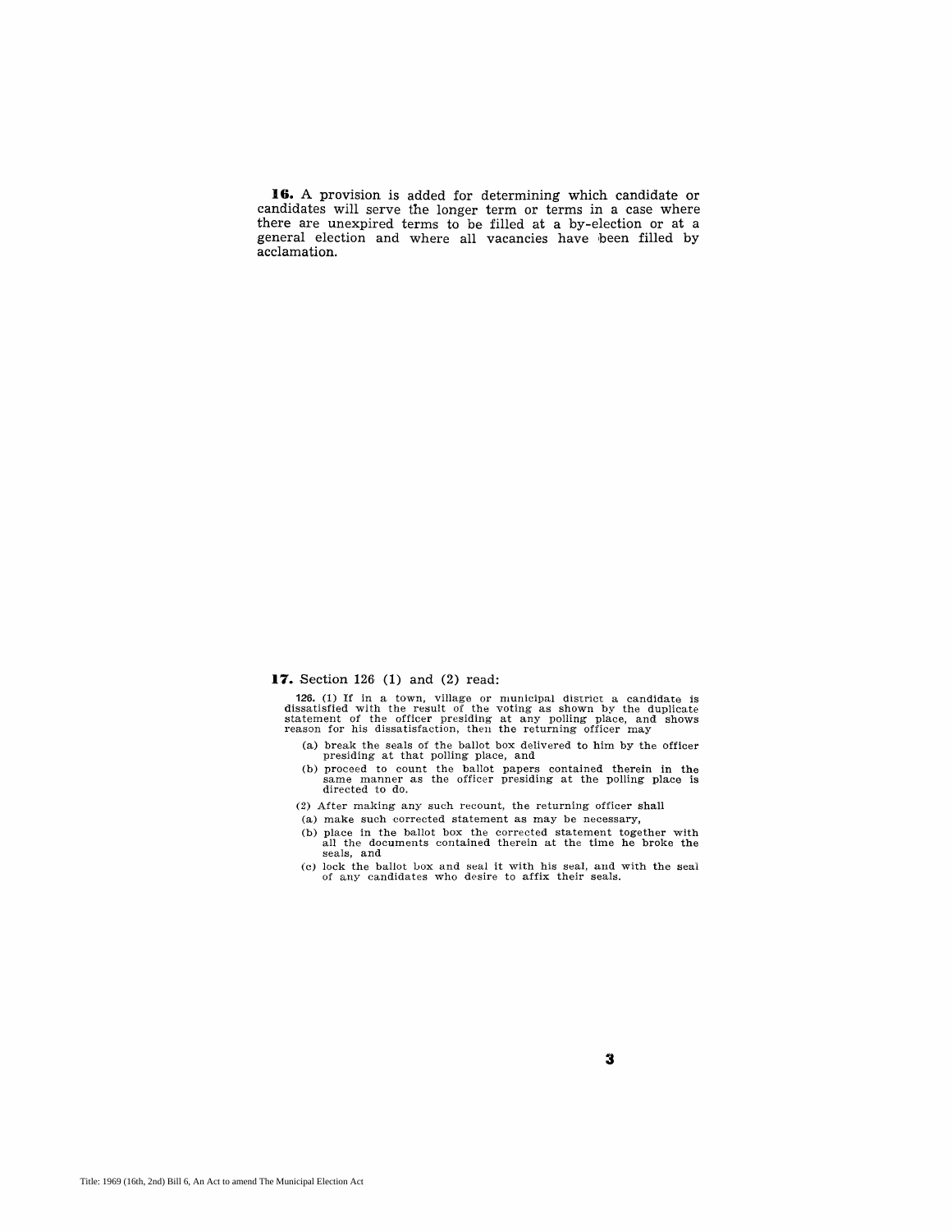**16.** A provision is added for determining which candidate or candidates will serve the longer term or terms in a case where there are unexpired terms to be filled at a by-election or at a general election and where all vacancies have been filled by acclamation.

**17.** Section 126 (1) and (2) read:

**126.** (1) If in a town, village or municipal district a candidate is dissatisfied with the result of the voting as shown by the duplicate statement of the officer presiding at any polling place, and shows reason for his dissatisfaction, then the returning officer may

(a) break the seals of the ballot box delivered to him by the officer presiding at that polling place, and

(b) proceed to count the ballot papers contained therein in the same manner as the officer presiding at the polling place is directed to do.

(2) After making any such recount, the returning officer shall

(a) make such corrected statement as may be necessary,

(b) place in the ballot box the corrected statement together with all the documents contained therein at the time he broke the seals, and

(c) lock the ballot box and seal it with his seal, and with the seal of any candidates who desire to affix their seals.